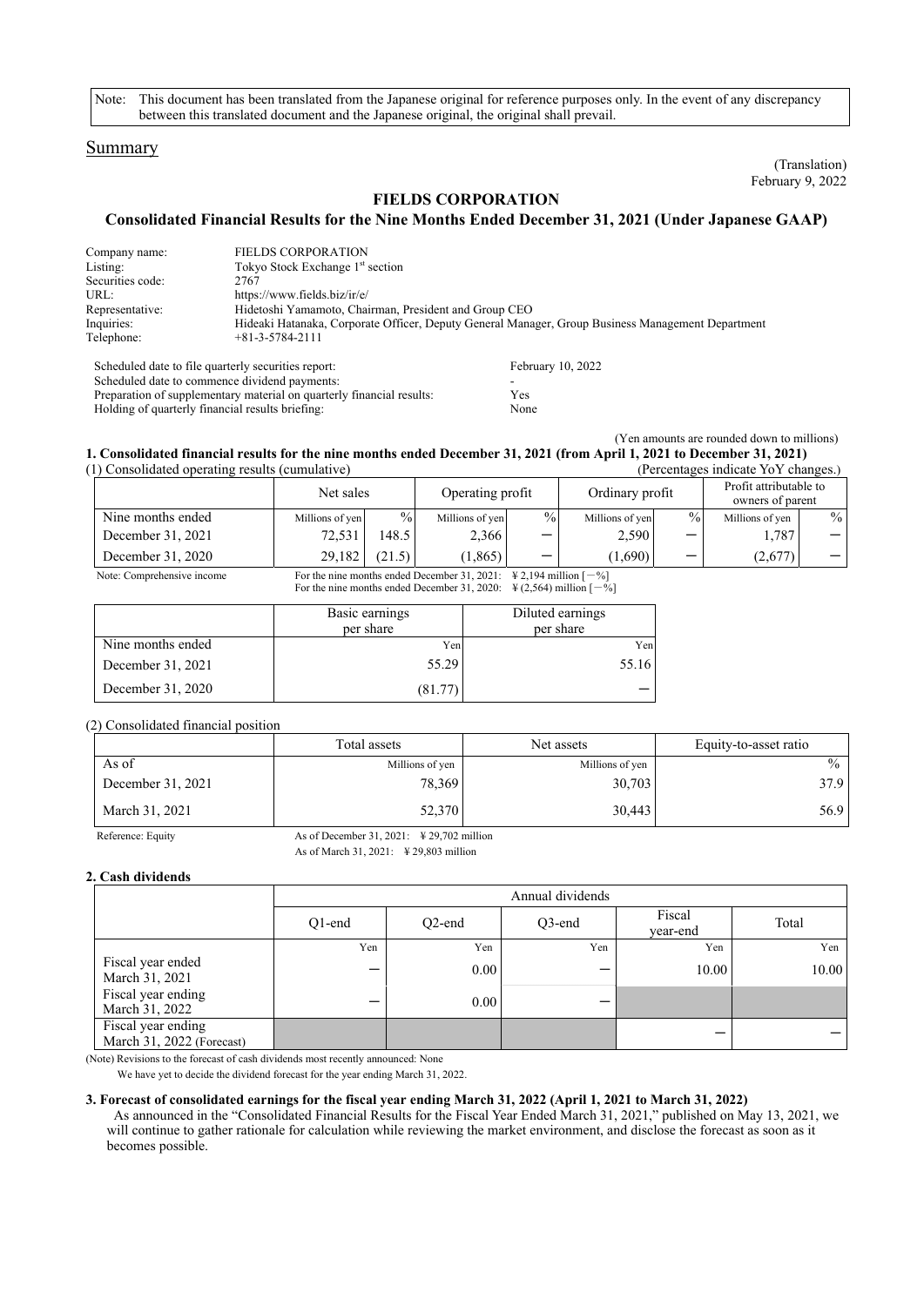Note: This document has been translated from the Japanese original for reference purposes only. In the event of any discrepancy between this translated document and the Japanese original, the original shall prevail.

## Summary

(Translation)
February 9, 2022

# FIELDS CORPORATION

## Consolidated Financial Results for the Nine Months Ended December 31, 2021 (Under Japanese GAAP)

| | |
|---|---|
| Company name: | FIELDS CORPORATION |
| Listing: | Tokyo Stock Exchange 1st section |
| Securities code: | 2767 |
| URL: | https://www.fields.biz/ir/e/ |
| Representative: | Hidetoshi Yamamoto, Chairman, President and Group CEO |
| Inquiries: | Hideaki Hatanaka, Corporate Officer, Deputy General Manager, Group Business Management Department |
| Telephone: | +81-3-5784-2111 |

| | |
|---|---|
| Scheduled date to file quarterly securities report: | February 10, 2022 |
| Scheduled date to commence dividend payments: | - |
| Preparation of supplementary material on quarterly financial results: | Yes |
| Holding of quarterly financial results briefing: | None |

(Yen amounts are rounded down to millions)

### 1. Consolidated financial results for the nine months ended December 31, 2021 (from April 1, 2021 to December 31, 2021)

(1) Consolidated operating results (cumulative) (Percentages indicate YoY changes.)

| | Net sales | | Operating profit | | Ordinary profit | | Profit attributable to owners of parent | |
|---|---|---|---|---|---|---|---|---|
| Nine months ended | Millions of yen | % | Millions of yen | % | Millions of yen | % | Millions of yen | % |
| December 31, 2021 | 72,531 | 148.5 | 2,366 | － | 2,590 | － | 1,787 | － |
| December 31, 2020 | 29,182 | (21.5) | (1,865) | － | (1,690) | － | (2,677) | － |

Note: Comprehensive income
For the nine months ended December 31, 2021: ¥2,194 million [－%]
For the nine months ended December 31, 2020: ¥(2,564) million [－%]

| | Basic earnings per share | Diluted earnings per share |
|---|---|---|
| Nine months ended | Yen | Yen |
| December 31, 2021 | 55.29 | 55.16 |
| December 31, 2020 | (81.77) | － |

(2) Consolidated financial position

| | Total assets | Net assets | Equity-to-asset ratio |
|---|---|---|---|
| As of | Millions of yen | Millions of yen | % |
| December 31, 2021 | 78,369 | 30,703 | 37.9 |
| March 31, 2021 | 52,370 | 30,443 | 56.9 |

Reference: Equity
As of December 31, 2021: ¥29,702 million
As of March 31, 2021: ¥29,803 million

### 2. Cash dividends

| | Annual dividends | | | | |
|---|---|---|---|---|---|
| | Q1-end | Q2-end | Q3-end | Fiscal year-end | Total |
| | Yen | Yen | Yen | Yen | Yen |
| Fiscal year ended March 31, 2021 | － | 0.00 | － | 10.00 | 10.00 |
| Fiscal year ending March 31, 2022 | － | 0.00 | － | | |
| Fiscal year ending March 31, 2022 (Forecast) | | | | － | － |

(Note) Revisions to the forecast of cash dividends most recently announced: None
We have yet to decide the dividend forecast for the year ending March 31, 2022.

### 3. Forecast of consolidated earnings for the fiscal year ending March 31, 2022 (April 1, 2021 to March 31, 2022)

As announced in the "Consolidated Financial Results for the Fiscal Year Ended March 31, 2021," published on May 13, 2021, we will continue to gather rationale for calculation while reviewing the market environment, and disclose the forecast as soon as it becomes possible.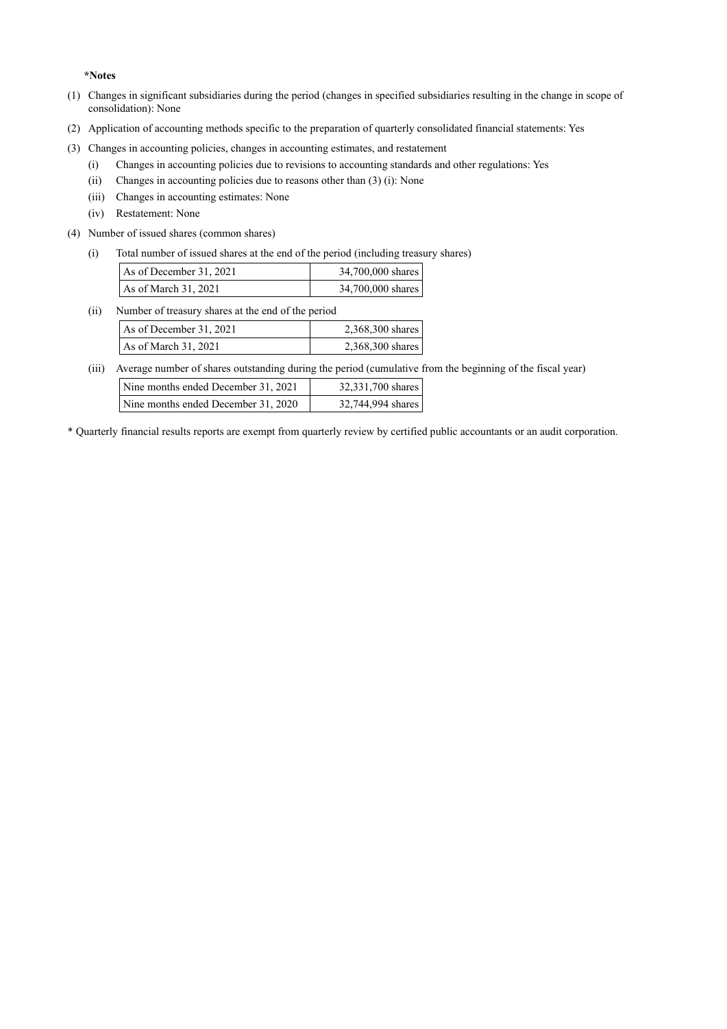**\*Notes**

(1) Changes in significant subsidiaries during the period (changes in specified subsidiaries resulting in the change in scope of consolidation): None

(2) Application of accounting methods specific to the preparation of quarterly consolidated financial statements: Yes

(3) Changes in accounting policies, changes in accounting estimates, and restatement

- (i) Changes in accounting policies due to revisions to accounting standards and other regulations: Yes
- (ii) Changes in accounting policies due to reasons other than (3) (i): None
- (iii) Changes in accounting estimates: None
- (iv) Restatement: None

(4) Number of issued shares (common shares)

(i) Total number of issued shares at the end of the period (including treasury shares)

| | |
|---|---|
| As of December 31, 2021 | 34,700,000 shares |
| As of March 31, 2021 | 34,700,000 shares |

(ii) Number of treasury shares at the end of the period

| | |
|---|---|
| As of December 31, 2021 | 2,368,300 shares |
| As of March 31, 2021 | 2,368,300 shares |

(iii) Average number of shares outstanding during the period (cumulative from the beginning of the fiscal year)

| | |
|---|---|
| Nine months ended December 31, 2021 | 32,331,700 shares |
| Nine months ended December 31, 2020 | 32,744,994 shares |

\* Quarterly financial results reports are exempt from quarterly review by certified public accountants or an audit corporation.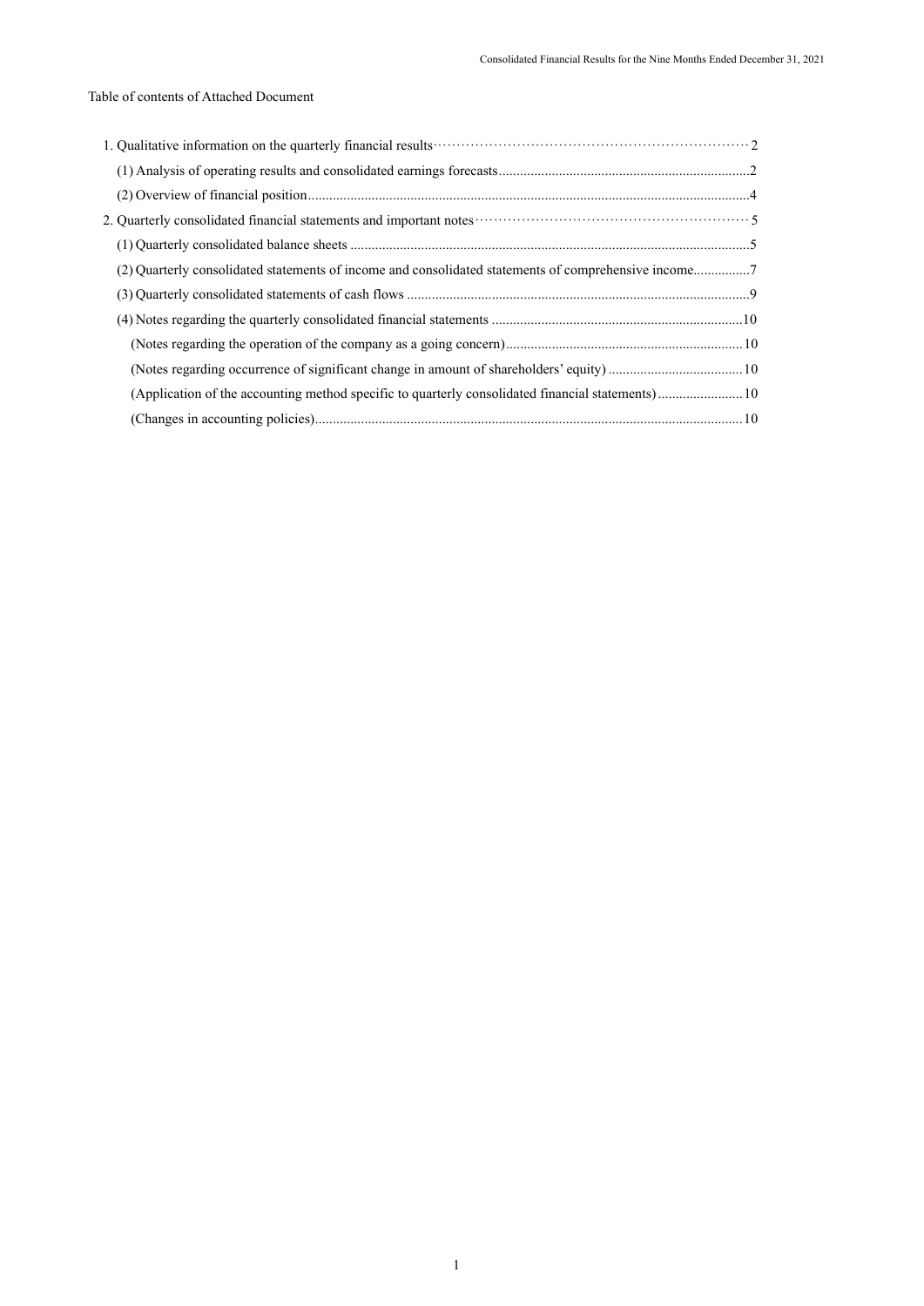Table of contents of Attached Document

1. Qualitative information on the quarterly financial results ........ 2
   - (1) Analysis of operating results and consolidated earnings forecasts ........ 2
   - (2) Overview of financial position ........ 4
2. Quarterly consolidated financial statements and important notes ........ 5
   - (1) Quarterly consolidated balance sheets ........ 5
   - (2) Quarterly consolidated statements of income and consolidated statements of comprehensive income ........ 7
   - (3) Quarterly consolidated statements of cash flows ........ 9
   - (4) Notes regarding the quarterly consolidated financial statements ........ 10
     - (Notes regarding the operation of the company as a going concern) ........ 10
     - (Notes regarding occurrence of significant change in amount of shareholders' equity) ........ 10
     - (Application of the accounting method specific to quarterly consolidated financial statements) ........ 10
     - (Changes in accounting policies) ........ 10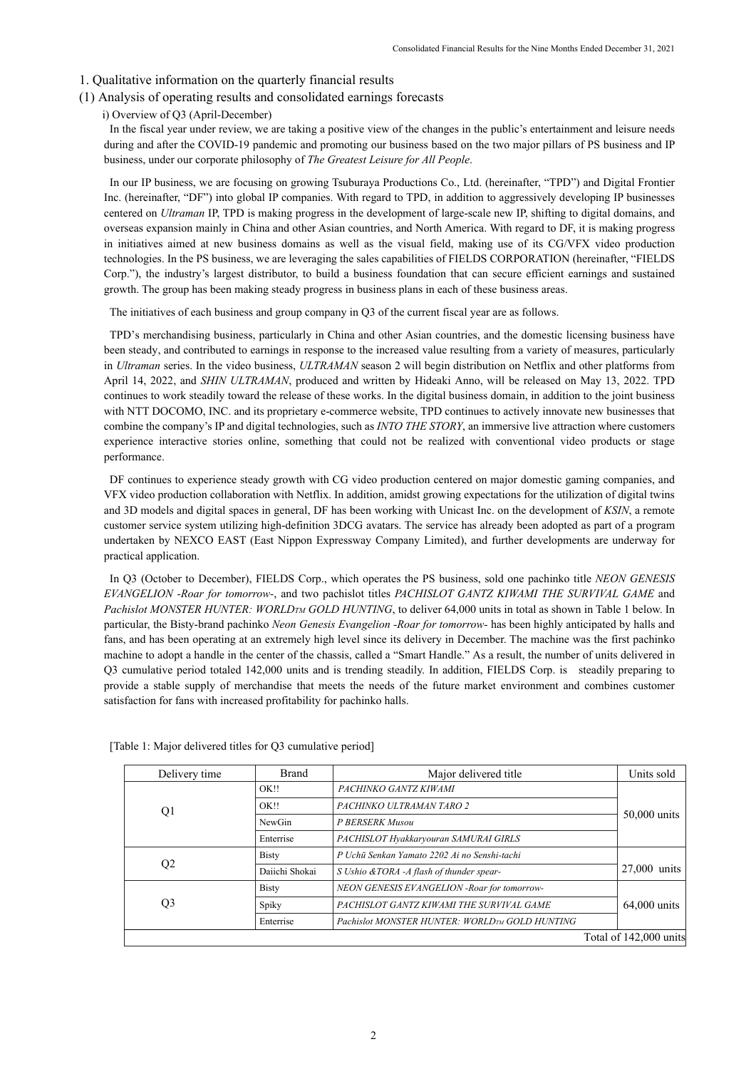## 1. Qualitative information on the quarterly financial results

### (1) Analysis of operating results and consolidated earnings forecasts

i) Overview of Q3 (April-December)

In the fiscal year under review, we are taking a positive view of the changes in the public's entertainment and leisure needs during and after the COVID-19 pandemic and promoting our business based on the two major pillars of PS business and IP business, under our corporate philosophy of *The Greatest Leisure for All People*.

In our IP business, we are focusing on growing Tsuburaya Productions Co., Ltd. (hereinafter, "TPD") and Digital Frontier Inc. (hereinafter, "DF") into global IP companies. With regard to TPD, in addition to aggressively developing IP businesses centered on *Ultraman* IP, TPD is making progress in the development of large-scale new IP, shifting to digital domains, and overseas expansion mainly in China and other Asian countries, and North America. With regard to DF, it is making progress in initiatives aimed at new business domains as well as the visual field, making use of its CG/VFX video production technologies. In the PS business, we are leveraging the sales capabilities of FIELDS CORPORATION (hereinafter, "FIELDS Corp."), the industry's largest distributor, to build a business foundation that can secure efficient earnings and sustained growth. The group has been making steady progress in business plans in each of these business areas.

The initiatives of each business and group company in Q3 of the current fiscal year are as follows.

TPD's merchandising business, particularly in China and other Asian countries, and the domestic licensing business have been steady, and contributed to earnings in response to the increased value resulting from a variety of measures, particularly in *Ultraman* series. In the video business, *ULTRAMAN* season 2 will begin distribution on Netflix and other platforms from April 14, 2022, and *SHIN ULTRAMAN*, produced and written by Hideaki Anno, will be released on May 13, 2022. TPD continues to work steadily toward the release of these works. In the digital business domain, in addition to the joint business with NTT DOCOMO, INC. and its proprietary e-commerce website, TPD continues to actively innovate new businesses that combine the company's IP and digital technologies, such as *INTO THE STORY*, an immersive live attraction where customers experience interactive stories online, something that could not be realized with conventional video products or stage performance.

DF continues to experience steady growth with CG video production centered on major domestic gaming companies, and VFX video production collaboration with Netflix. In addition, amidst growing expectations for the utilization of digital twins and 3D models and digital spaces in general, DF has been working with Unicast Inc. on the development of *KSIN*, a remote customer service system utilizing high-definition 3DCG avatars. The service has already been adopted as part of a program undertaken by NEXCO EAST (East Nippon Expressway Company Limited), and further developments are underway for practical application.

In Q3 (October to December), FIELDS Corp., which operates the PS business, sold one pachinko title *NEON GENESIS EVANGELION -Roar for tomorrow-*, and two pachislot titles *PACHISLOT GANTZ KIWAMI THE SURVIVAL GAME* and *Pachislot MONSTER HUNTER: WORLD™ GOLD HUNTING*, to deliver 64,000 units in total as shown in Table 1 below. In particular, the Bisty-brand pachinko *Neon Genesis Evangelion -Roar for tomorrow-* has been highly anticipated by halls and fans, and has been operating at an extremely high level since its delivery in December. The machine was the first pachinko machine to adopt a handle in the center of the chassis, called a "Smart Handle." As a result, the number of units delivered in Q3 cumulative period totaled 142,000 units and is trending steadily. In addition, FIELDS Corp. is steadily preparing to provide a stable supply of merchandise that meets the needs of the future market environment and combines customer satisfaction for fans with increased profitability for pachinko halls.

[Table 1: Major delivered titles for Q3 cumulative period]

| Delivery time | Brand | Major delivered title | Units sold |
|---|---|---|---|
| Q1 | OK!! | *PACHINKO GANTZ KIWAMI* | 50,000 units |
| | OK!! | *PACHINKO ULTRAMAN TARO 2* | |
| | NewGin | *P BERSERK Musou* | |
| | Enterrise | *PACHISLOT Hyakkaryouran SAMURAI GIRLS* | |
| Q2 | Bisty | *P Uchū Senkan Yamato 2202 Ai no Senshi-tachi* | 27,000 units |
| | Daiichi Shokai | *S Ushio &TORA -A flash of thunder spear-* | |
| Q3 | Bisty | *NEON GENESIS EVANGELION -Roar for tomorrow-* | 64,000 units |
| | Spiky | *PACHISLOT GANTZ KIWAMI THE SURVIVAL GAME* | |
| | Enterrise | *Pachislot MONSTER HUNTER: WORLD™ GOLD HUNTING* | |
| | | | Total of 142,000 units |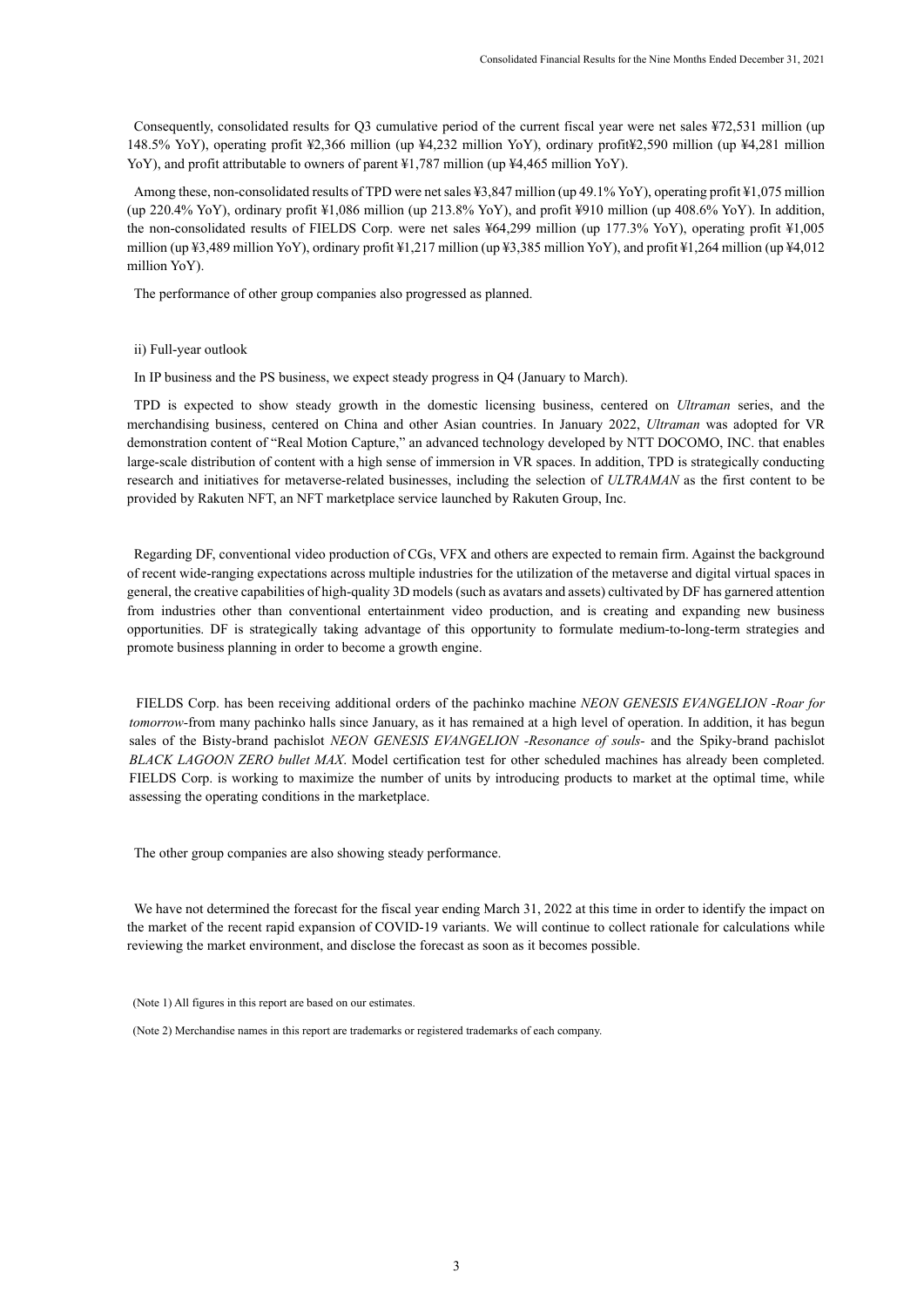Consequently, consolidated results for Q3 cumulative period of the current fiscal year were net sales ¥72,531 million (up 148.5% YoY), operating profit ¥2,366 million (up ¥4,232 million YoY), ordinary profit¥2,590 million (up ¥4,281 million YoY), and profit attributable to owners of parent ¥1,787 million (up ¥4,465 million YoY).

Among these, non-consolidated results of TPD were net sales ¥3,847 million (up 49.1% YoY), operating profit ¥1,075 million (up 220.4% YoY), ordinary profit ¥1,086 million (up 213.8% YoY), and profit ¥910 million (up 408.6% YoY). In addition, the non-consolidated results of FIELDS Corp. were net sales ¥64,299 million (up 177.3% YoY), operating profit ¥1,005 million (up ¥3,489 million YoY), ordinary profit ¥1,217 million (up ¥3,385 million YoY), and profit ¥1,264 million (up ¥4,012 million YoY).

The performance of other group companies also progressed as planned.

ii) Full-year outlook

In IP business and the PS business, we expect steady progress in Q4 (January to March).

TPD is expected to show steady growth in the domestic licensing business, centered on *Ultraman* series, and the merchandising business, centered on China and other Asian countries. In January 2022, *Ultraman* was adopted for VR demonstration content of "Real Motion Capture," an advanced technology developed by NTT DOCOMO, INC. that enables large-scale distribution of content with a high sense of immersion in VR spaces. In addition, TPD is strategically conducting research and initiatives for metaverse-related businesses, including the selection of *ULTRAMAN* as the first content to be provided by Rakuten NFT, an NFT marketplace service launched by Rakuten Group, Inc.

Regarding DF, conventional video production of CGs, VFX and others are expected to remain firm. Against the background of recent wide-ranging expectations across multiple industries for the utilization of the metaverse and digital virtual spaces in general, the creative capabilities of high-quality 3D models (such as avatars and assets) cultivated by DF has garnered attention from industries other than conventional entertainment video production, and is creating and expanding new business opportunities. DF is strategically taking advantage of this opportunity to formulate medium-to-long-term strategies and promote business planning in order to become a growth engine.

FIELDS Corp. has been receiving additional orders of the pachinko machine *NEON GENESIS EVANGELION -Roar for tomorrow-* from many pachinko halls since January, as it has remained at a high level of operation. In addition, it has begun sales of the Bisty-brand pachislot *NEON GENESIS EVANGELION -Resonance of souls-* and the Spiky-brand pachislot *BLACK LAGOON ZERO bullet MAX*. Model certification test for other scheduled machines has already been completed. FIELDS Corp. is working to maximize the number of units by introducing products to market at the optimal time, while assessing the operating conditions in the marketplace.

The other group companies are also showing steady performance.

We have not determined the forecast for the fiscal year ending March 31, 2022 at this time in order to identify the impact on the market of the recent rapid expansion of COVID-19 variants. We will continue to collect rationale for calculations while reviewing the market environment, and disclose the forecast as soon as it becomes possible.

(Note 1) All figures in this report are based on our estimates.

(Note 2) Merchandise names in this report are trademarks or registered trademarks of each company.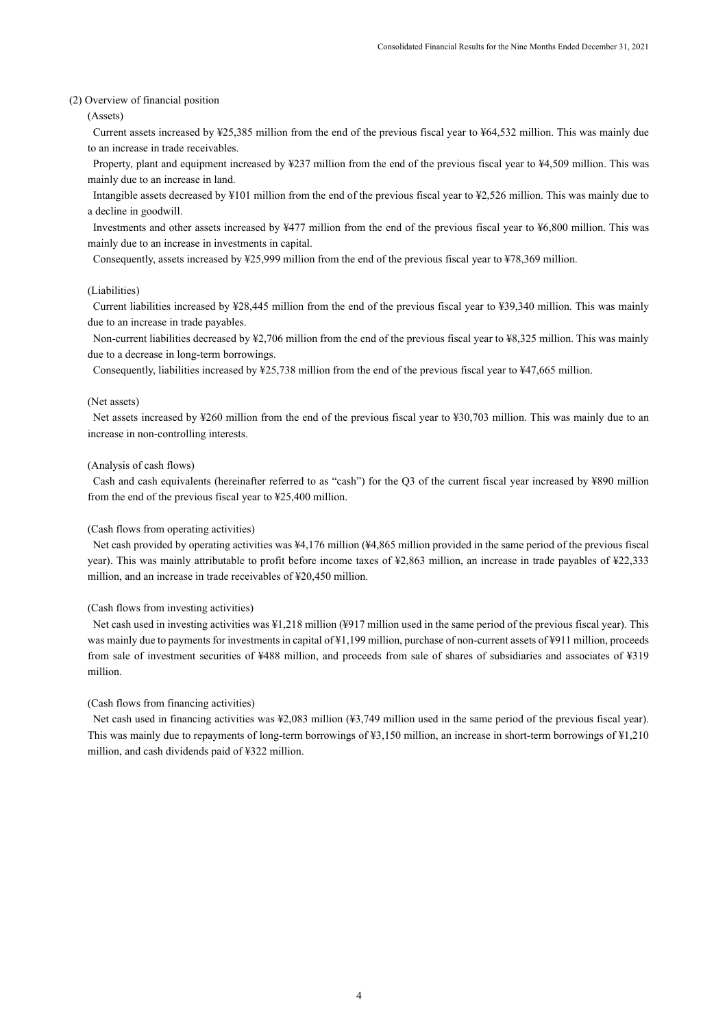## (2) Overview of financial position

### (Assets)

Current assets increased by ¥25,385 million from the end of the previous fiscal year to ¥64,532 million. This was mainly due to an increase in trade receivables.

Property, plant and equipment increased by ¥237 million from the end of the previous fiscal year to ¥4,509 million. This was mainly due to an increase in land.

Intangible assets decreased by ¥101 million from the end of the previous fiscal year to ¥2,526 million. This was mainly due to a decline in goodwill.

Investments and other assets increased by ¥477 million from the end of the previous fiscal year to ¥6,800 million. This was mainly due to an increase in investments in capital.

Consequently, assets increased by ¥25,999 million from the end of the previous fiscal year to ¥78,369 million.

### (Liabilities)

Current liabilities increased by ¥28,445 million from the end of the previous fiscal year to ¥39,340 million. This was mainly due to an increase in trade payables.

Non-current liabilities decreased by ¥2,706 million from the end of the previous fiscal year to ¥8,325 million. This was mainly due to a decrease in long-term borrowings.

Consequently, liabilities increased by ¥25,738 million from the end of the previous fiscal year to ¥47,665 million.

### (Net assets)

Net assets increased by ¥260 million from the end of the previous fiscal year to ¥30,703 million. This was mainly due to an increase in non-controlling interests.

### (Analysis of cash flows)

Cash and cash equivalents (hereinafter referred to as "cash") for the Q3 of the current fiscal year increased by ¥890 million from the end of the previous fiscal year to ¥25,400 million.

### (Cash flows from operating activities)

Net cash provided by operating activities was ¥4,176 million (¥4,865 million provided in the same period of the previous fiscal year). This was mainly attributable to profit before income taxes of ¥2,863 million, an increase in trade payables of ¥22,333 million, and an increase in trade receivables of ¥20,450 million.

### (Cash flows from investing activities)

Net cash used in investing activities was ¥1,218 million (¥917 million used in the same period of the previous fiscal year). This was mainly due to payments for investments in capital of ¥1,199 million, purchase of non-current assets of ¥911 million, proceeds from sale of investment securities of ¥488 million, and proceeds from sale of shares of subsidiaries and associates of ¥319 million.

### (Cash flows from financing activities)

Net cash used in financing activities was ¥2,083 million (¥3,749 million used in the same period of the previous fiscal year). This was mainly due to repayments of long-term borrowings of ¥3,150 million, an increase in short-term borrowings of ¥1,210 million, and cash dividends paid of ¥322 million.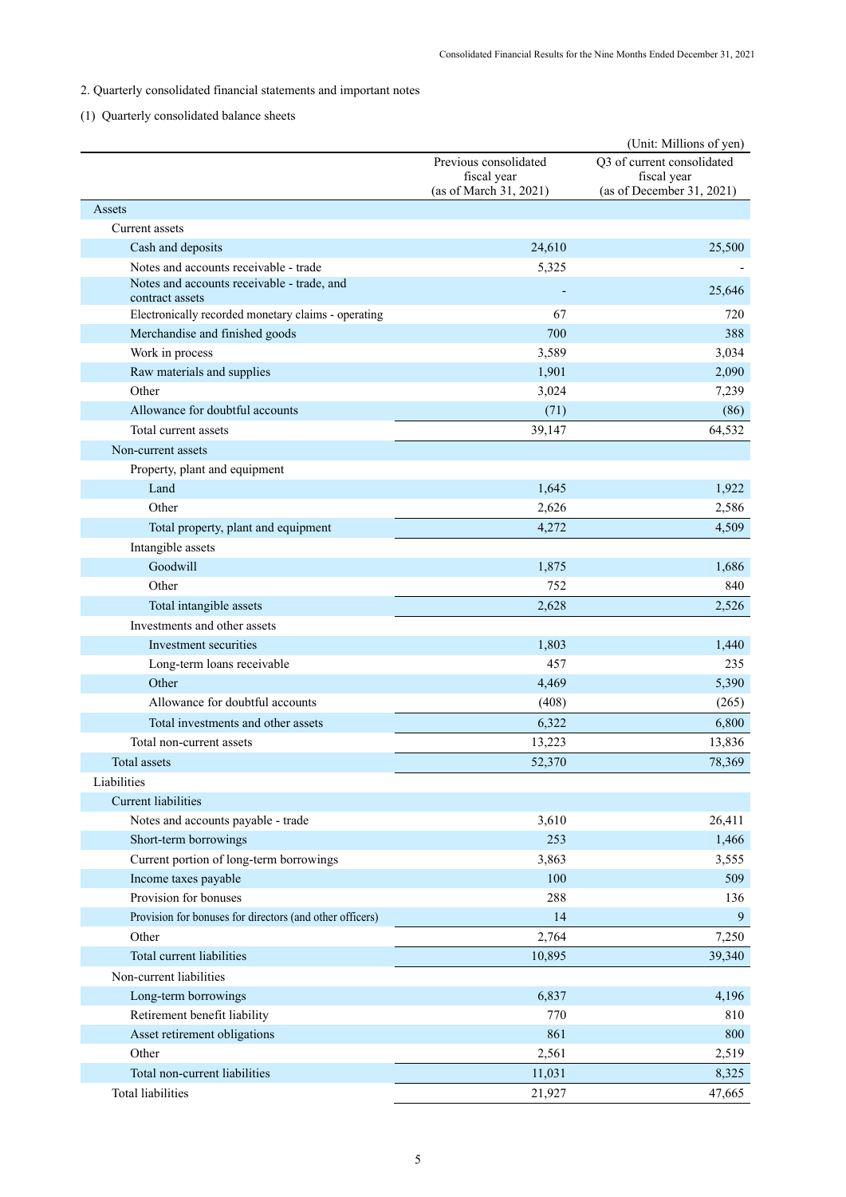## 2. Quarterly consolidated financial statements and important notes

### (1) Quarterly consolidated balance sheets

(Unit: Millions of yen)

| | Previous consolidated fiscal year (as of March 31, 2021) | Q3 of current consolidated fiscal year (as of December 31, 2021) |
|---|---|---|
| Assets | | |
| Current assets | | |
| Cash and deposits | 24,610 | 25,500 |
| Notes and accounts receivable - trade | 5,325 | - |
| Notes and accounts receivable - trade, and contract assets | - | 25,646 |
| Electronically recorded monetary claims - operating | 67 | 720 |
| Merchandise and finished goods | 700 | 388 |
| Work in process | 3,589 | 3,034 |
| Raw materials and supplies | 1,901 | 2,090 |
| Other | 3,024 | 7,239 |
| Allowance for doubtful accounts | (71) | (86) |
| Total current assets | 39,147 | 64,532 |
| Non-current assets | | |
| Property, plant and equipment | | |
| Land | 1,645 | 1,922 |
| Other | 2,626 | 2,586 |
| Total property, plant and equipment | 4,272 | 4,509 |
| Intangible assets | | |
| Goodwill | 1,875 | 1,686 |
| Other | 752 | 840 |
| Total intangible assets | 2,628 | 2,526 |
| Investments and other assets | | |
| Investment securities | 1,803 | 1,440 |
| Long-term loans receivable | 457 | 235 |
| Other | 4,469 | 5,390 |
| Allowance for doubtful accounts | (408) | (265) |
| Total investments and other assets | 6,322 | 6,800 |
| Total non-current assets | 13,223 | 13,836 |
| Total assets | 52,370 | 78,369 |
| Liabilities | | |
| Current liabilities | | |
| Notes and accounts payable - trade | 3,610 | 26,411 |
| Short-term borrowings | 253 | 1,466 |
| Current portion of long-term borrowings | 3,863 | 3,555 |
| Income taxes payable | 100 | 509 |
| Provision for bonuses | 288 | 136 |
| Provision for bonuses for directors (and other officers) | 14 | 9 |
| Other | 2,764 | 7,250 |
| Total current liabilities | 10,895 | 39,340 |
| Non-current liabilities | | |
| Long-term borrowings | 6,837 | 4,196 |
| Retirement benefit liability | 770 | 810 |
| Asset retirement obligations | 861 | 800 |
| Other | 2,561 | 2,519 |
| Total non-current liabilities | 11,031 | 8,325 |
| Total liabilities | 21,927 | 47,665 |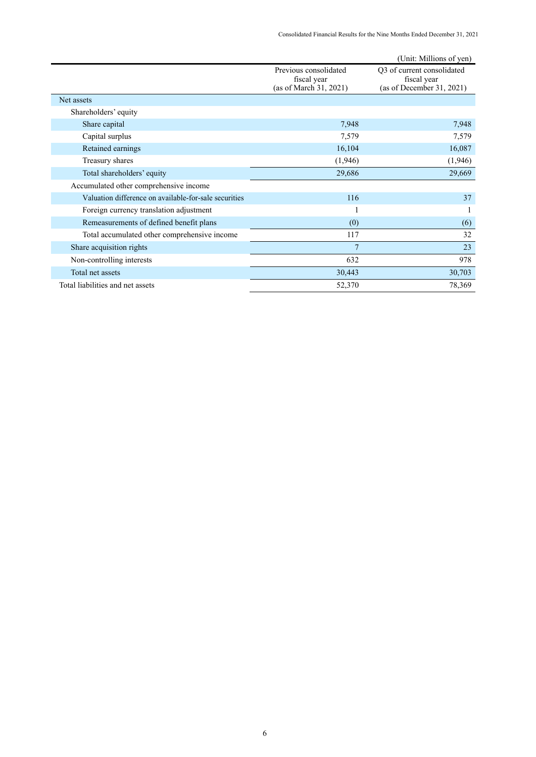(Unit: Millions of yen)

| | Previous consolidated fiscal year (as of March 31, 2021) | Q3 of current consolidated fiscal year (as of December 31, 2021) |
|---|---|---|
| Net assets | | |
| Shareholders' equity | | |
| Share capital | 7,948 | 7,948 |
| Capital surplus | 7,579 | 7,579 |
| Retained earnings | 16,104 | 16,087 |
| Treasury shares | (1,946) | (1,946) |
| Total shareholders' equity | 29,686 | 29,669 |
| Accumulated other comprehensive income | | |
| Valuation difference on available-for-sale securities | 116 | 37 |
| Foreign currency translation adjustment | 1 | 1 |
| Remeasurements of defined benefit plans | (0) | (6) |
| Total accumulated other comprehensive income | 117 | 32 |
| Share acquisition rights | 7 | 23 |
| Non-controlling interests | 632 | 978 |
| Total net assets | 30,443 | 30,703 |
| Total liabilities and net assets | 52,370 | 78,369 |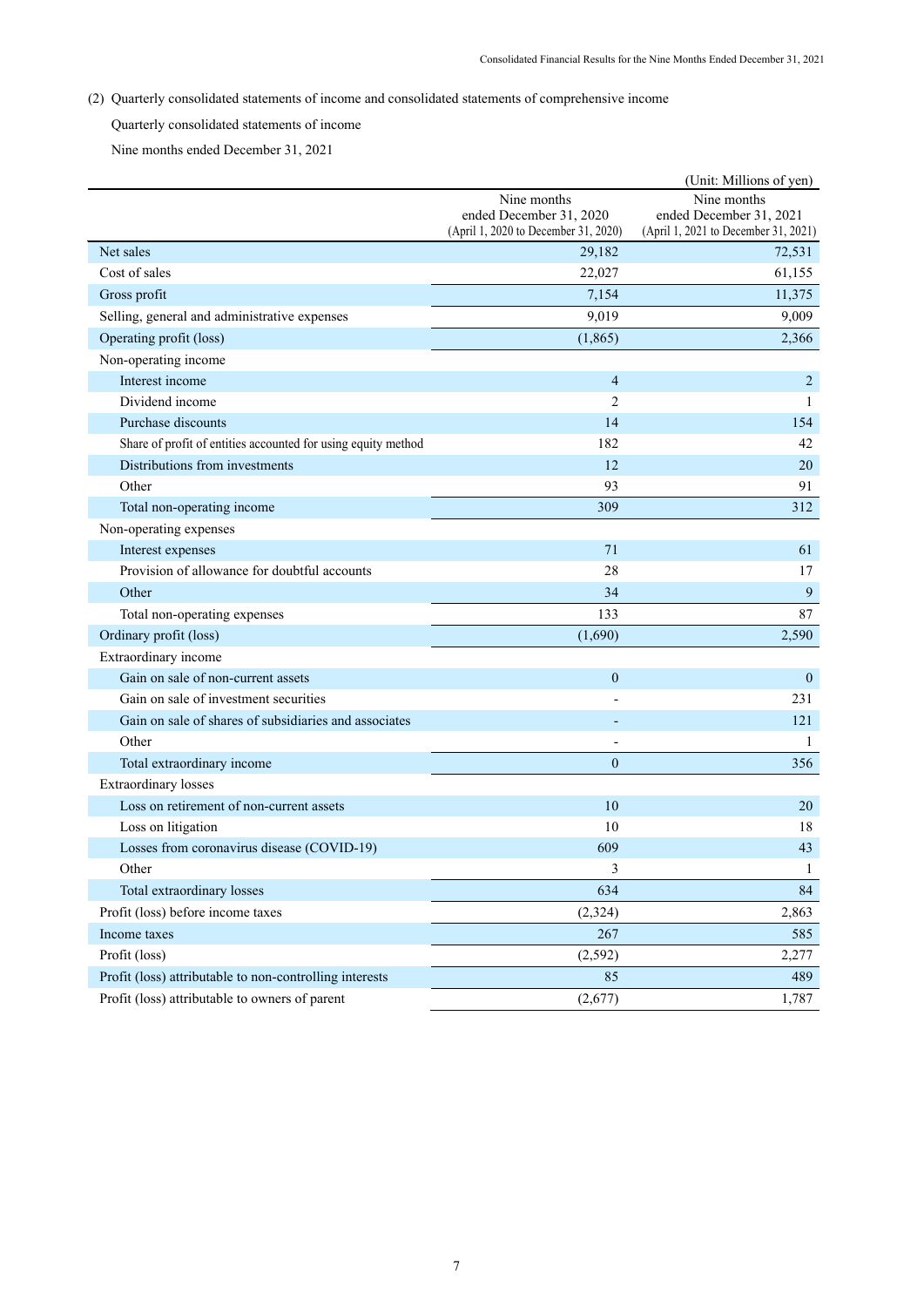(2) Quarterly consolidated statements of income and consolidated statements of comprehensive income

Quarterly consolidated statements of income

Nine months ended December 31, 2021

(Unit: Millions of yen)

| | Nine months ended December 31, 2020 (April 1, 2020 to December 31, 2020) | Nine months ended December 31, 2021 (April 1, 2021 to December 31, 2021) |
|---|---|---|
| Net sales | 29,182 | 72,531 |
| Cost of sales | 22,027 | 61,155 |
| Gross profit | 7,154 | 11,375 |
| Selling, general and administrative expenses | 9,019 | 9,009 |
| Operating profit (loss) | (1,865) | 2,366 |
| Non-operating income | | |
| Interest income | 4 | 2 |
| Dividend income | 2 | 1 |
| Purchase discounts | 14 | 154 |
| Share of profit of entities accounted for using equity method | 182 | 42 |
| Distributions from investments | 12 | 20 |
| Other | 93 | 91 |
| Total non-operating income | 309 | 312 |
| Non-operating expenses | | |
| Interest expenses | 71 | 61 |
| Provision of allowance for doubtful accounts | 28 | 17 |
| Other | 34 | 9 |
| Total non-operating expenses | 133 | 87 |
| Ordinary profit (loss) | (1,690) | 2,590 |
| Extraordinary income | | |
| Gain on sale of non-current assets | 0 | 0 |
| Gain on sale of investment securities | - | 231 |
| Gain on sale of shares of subsidiaries and associates | - | 121 |
| Other | - | 1 |
| Total extraordinary income | 0 | 356 |
| Extraordinary losses | | |
| Loss on retirement of non-current assets | 10 | 20 |
| Loss on litigation | 10 | 18 |
| Losses from coronavirus disease (COVID-19) | 609 | 43 |
| Other | 3 | 1 |
| Total extraordinary losses | 634 | 84 |
| Profit (loss) before income taxes | (2,324) | 2,863 |
| Income taxes | 267 | 585 |
| Profit (loss) | (2,592) | 2,277 |
| Profit (loss) attributable to non-controlling interests | 85 | 489 |
| Profit (loss) attributable to owners of parent | (2,677) | 1,787 |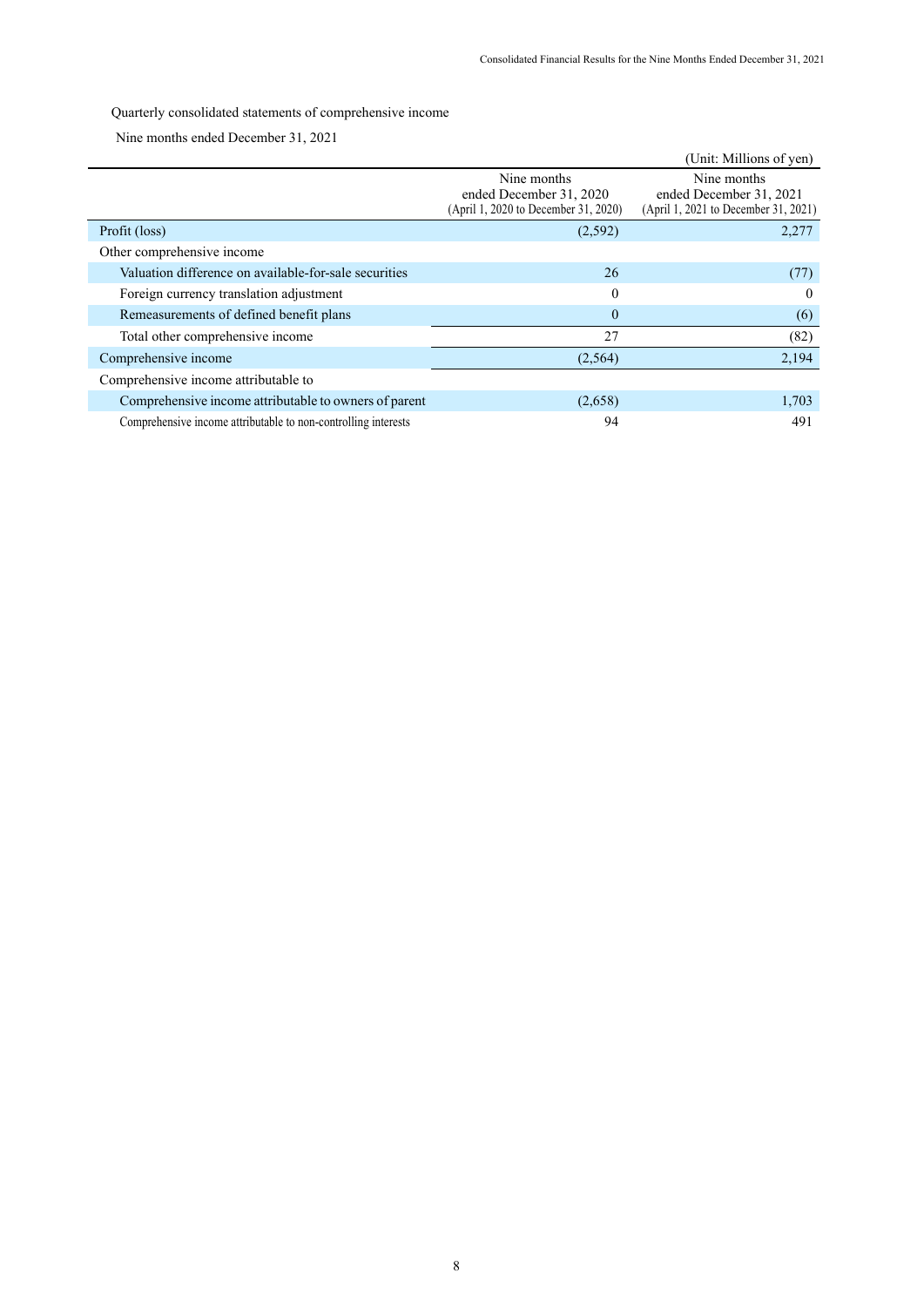Quarterly consolidated statements of comprehensive income

Nine months ended December 31, 2021

(Unit: Millions of yen)

| | Nine months ended December 31, 2020 (April 1, 2020 to December 31, 2020) | Nine months ended December 31, 2021 (April 1, 2021 to December 31, 2021) |
|---|---|---|
| Profit (loss) | (2,592) | 2,277 |
| Other comprehensive income | | |
| Valuation difference on available-for-sale securities | 26 | (77) |
| Foreign currency translation adjustment | 0 | 0 |
| Remeasurements of defined benefit plans | 0 | (6) |
| Total other comprehensive income | 27 | (82) |
| Comprehensive income | (2,564) | 2,194 |
| Comprehensive income attributable to | | |
| Comprehensive income attributable to owners of parent | (2,658) | 1,703 |
| Comprehensive income attributable to non-controlling interests | 94 | 491 |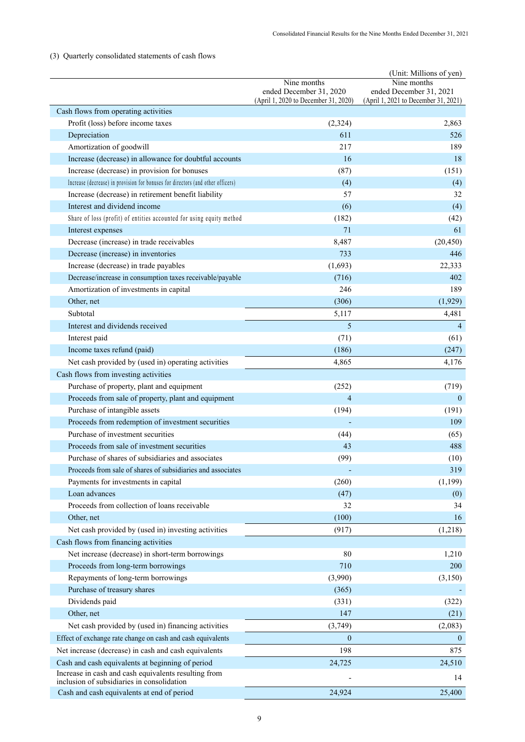### (3) Quarterly consolidated statements of cash flows

(Unit: Millions of yen)

| | Nine months ended December 31, 2020 (April 1, 2020 to December 31, 2020) | Nine months ended December 31, 2021 (April 1, 2021 to December 31, 2021) |
|---|---|---|
| Cash flows from operating activities | | |
| Profit (loss) before income taxes | (2,324) | 2,863 |
| Depreciation | 611 | 526 |
| Amortization of goodwill | 217 | 189 |
| Increase (decrease) in allowance for doubtful accounts | 16 | 18 |
| Increase (decrease) in provision for bonuses | (87) | (151) |
| Increase (decrease) in provision for bonuses for directors (and other officers) | (4) | (4) |
| Increase (decrease) in retirement benefit liability | 57 | 32 |
| Interest and dividend income | (6) | (4) |
| Share of loss (profit) of entities accounted for using equity method | (182) | (42) |
| Interest expenses | 71 | 61 |
| Decrease (increase) in trade receivables | 8,487 | (20,450) |
| Decrease (increase) in inventories | 733 | 446 |
| Increase (decrease) in trade payables | (1,693) | 22,333 |
| Decrease/increase in consumption taxes receivable/payable | (716) | 402 |
| Amortization of investments in capital | 246 | 189 |
| Other, net | (306) | (1,929) |
| Subtotal | 5,117 | 4,481 |
| Interest and dividends received | 5 | 4 |
| Interest paid | (71) | (61) |
| Income taxes refund (paid) | (186) | (247) |
| Net cash provided by (used in) operating activities | 4,865 | 4,176 |
| Cash flows from investing activities | | |
| Purchase of property, plant and equipment | (252) | (719) |
| Proceeds from sale of property, plant and equipment | 4 | 0 |
| Purchase of intangible assets | (194) | (191) |
| Proceeds from redemption of investment securities | - | 109 |
| Purchase of investment securities | (44) | (65) |
| Proceeds from sale of investment securities | 43 | 488 |
| Purchase of shares of subsidiaries and associates | (99) | (10) |
| Proceeds from sale of shares of subsidiaries and associates | - | 319 |
| Payments for investments in capital | (260) | (1,199) |
| Loan advances | (47) | (0) |
| Proceeds from collection of loans receivable | 32 | 34 |
| Other, net | (100) | 16 |
| Net cash provided by (used in) investing activities | (917) | (1,218) |
| Cash flows from financing activities | | |
| Net increase (decrease) in short-term borrowings | 80 | 1,210 |
| Proceeds from long-term borrowings | 710 | 200 |
| Repayments of long-term borrowings | (3,990) | (3,150) |
| Purchase of treasury shares | (365) | - |
| Dividends paid | (331) | (322) |
| Other, net | 147 | (21) |
| Net cash provided by (used in) financing activities | (3,749) | (2,083) |
| Effect of exchange rate change on cash and cash equivalents | 0 | 0 |
| Net increase (decrease) in cash and cash equivalents | 198 | 875 |
| Cash and cash equivalents at beginning of period | 24,725 | 24,510 |
| Increase in cash and cash equivalents resulting from inclusion of subsidiaries in consolidation | - | 14 |
| Cash and cash equivalents at end of period | 24,924 | 25,400 |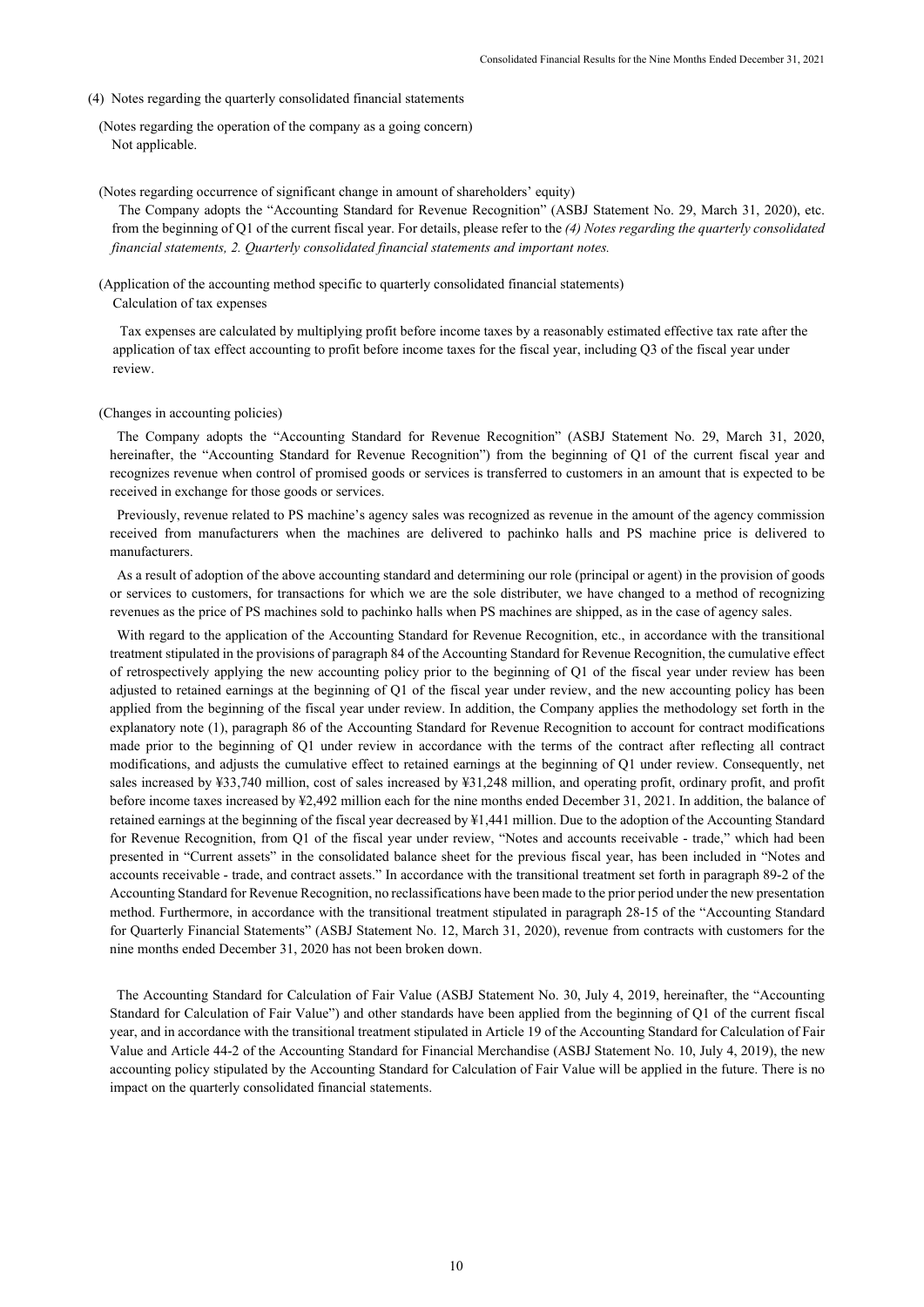## (4) Notes regarding the quarterly consolidated financial statements

(Notes regarding the operation of the company as a going concern)

Not applicable.

(Notes regarding occurrence of significant change in amount of shareholders' equity)

The Company adopts the "Accounting Standard for Revenue Recognition" (ASBJ Statement No. 29, March 31, 2020), etc. from the beginning of Q1 of the current fiscal year. For details, please refer to the *(4) Notes regarding the quarterly consolidated financial statements, 2. Quarterly consolidated financial statements and important notes.*

(Application of the accounting method specific to quarterly consolidated financial statements)

Calculation of tax expenses

Tax expenses are calculated by multiplying profit before income taxes by a reasonably estimated effective tax rate after the application of tax effect accounting to profit before income taxes for the fiscal year, including Q3 of the fiscal year under review.

(Changes in accounting policies)

The Company adopts the "Accounting Standard for Revenue Recognition" (ASBJ Statement No. 29, March 31, 2020, hereinafter, the "Accounting Standard for Revenue Recognition") from the beginning of Q1 of the current fiscal year and recognizes revenue when control of promised goods or services is transferred to customers in an amount that is expected to be received in exchange for those goods or services.

Previously, revenue related to PS machine's agency sales was recognized as revenue in the amount of the agency commission received from manufacturers when the machines are delivered to pachinko halls and PS machine price is delivered to manufacturers.

As a result of adoption of the above accounting standard and determining our role (principal or agent) in the provision of goods or services to customers, for transactions for which we are the sole distributer, we have changed to a method of recognizing revenues as the price of PS machines sold to pachinko halls when PS machines are shipped, as in the case of agency sales.

With regard to the application of the Accounting Standard for Revenue Recognition, etc., in accordance with the transitional treatment stipulated in the provisions of paragraph 84 of the Accounting Standard for Revenue Recognition, the cumulative effect of retrospectively applying the new accounting policy prior to the beginning of Q1 of the fiscal year under review has been adjusted to retained earnings at the beginning of Q1 of the fiscal year under review, and the new accounting policy has been applied from the beginning of the fiscal year under review. In addition, the Company applies the methodology set forth in the explanatory note (1), paragraph 86 of the Accounting Standard for Revenue Recognition to account for contract modifications made prior to the beginning of Q1 under review in accordance with the terms of the contract after reflecting all contract modifications, and adjusts the cumulative effect to retained earnings at the beginning of Q1 under review. Consequently, net sales increased by ¥33,740 million, cost of sales increased by ¥31,248 million, and operating profit, ordinary profit, and profit before income taxes increased by ¥2,492 million each for the nine months ended December 31, 2021. In addition, the balance of retained earnings at the beginning of the fiscal year decreased by ¥1,441 million. Due to the adoption of the Accounting Standard for Revenue Recognition, from Q1 of the fiscal year under review, "Notes and accounts receivable - trade," which had been presented in "Current assets" in the consolidated balance sheet for the previous fiscal year, has been included in "Notes and accounts receivable - trade, and contract assets." In accordance with the transitional treatment set forth in paragraph 89-2 of the Accounting Standard for Revenue Recognition, no reclassifications have been made to the prior period under the new presentation method. Furthermore, in accordance with the transitional treatment stipulated in paragraph 28-15 of the "Accounting Standard for Quarterly Financial Statements" (ASBJ Statement No. 12, March 31, 2020), revenue from contracts with customers for the nine months ended December 31, 2020 has not been broken down.

The Accounting Standard for Calculation of Fair Value (ASBJ Statement No. 30, July 4, 2019, hereinafter, the "Accounting Standard for Calculation of Fair Value") and other standards have been applied from the beginning of Q1 of the current fiscal year, and in accordance with the transitional treatment stipulated in Article 19 of the Accounting Standard for Calculation of Fair Value and Article 44-2 of the Accounting Standard for Financial Merchandise (ASBJ Statement No. 10, July 4, 2019), the new accounting policy stipulated by the Accounting Standard for Calculation of Fair Value will be applied in the future. There is no impact on the quarterly consolidated financial statements.